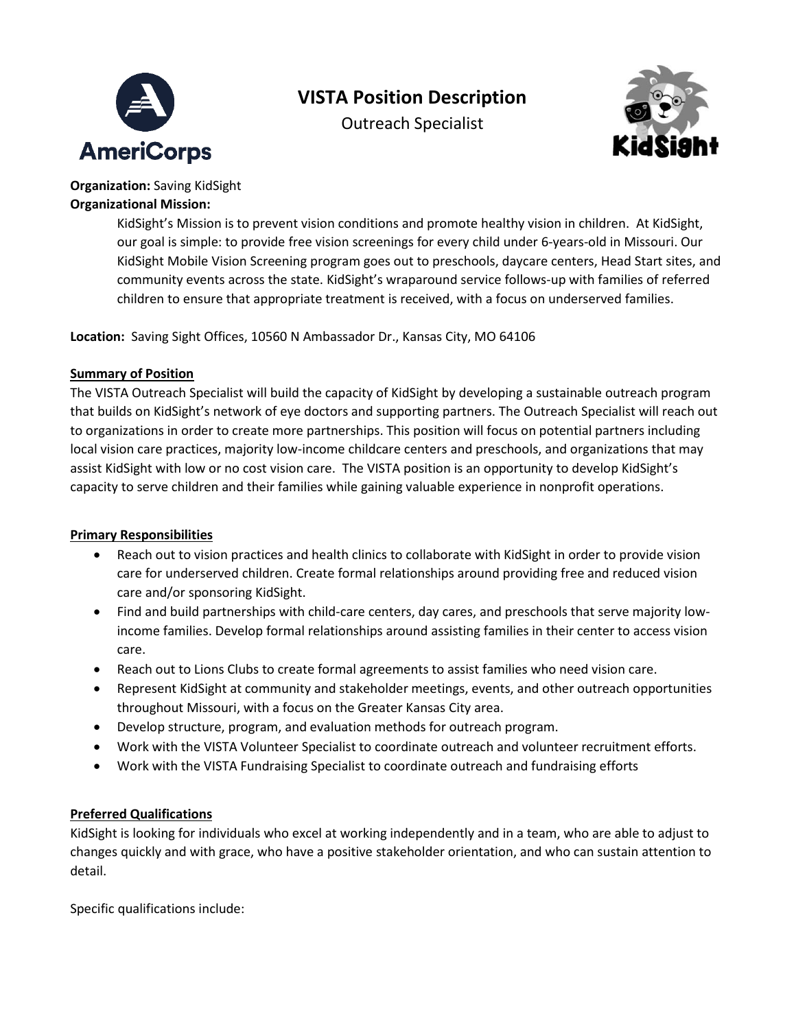# VISTA Position Description

Outreach Specialist

**Organization:** Saving KidSight

**Organizational Mission:**

KidSight's Mission is to prevent vision conditions and promote healthy vision in children. At KidSight, our goal is simple: to provide free vision screenings for every child under 6-years-old in Missouri. Our KidSight Mobile Vision Screening program goes out to preschools, daycare centers, Head Start sites, and community events across the state. KidSight's wraparound service follows-up with families of referred children to ensure that appropriate treatment is received, with a focus on underserved families.

**Location:** Saving Sight Offices, 10560 N Ambassador Dr., Kansas City, MO 64106

## Summary of Position

The VISTA Outreach Specialist will build the capacity of KidSight by developing a sustainable outreach program that builds on KidSight's network of eye doctors and supporting partners. The Outreach Specialist will reach out to organizations in order to create more partnerships. This position will focus on potential partners including local vision care practices, majority low-income childcare centers and preschools, and organizations that may assist KidSight with low or no cost vision care. The VISTA position is an opportunity to develop KidSight's capacity to serve children and their families while gaining valuable experience in nonprofit operations.

## Primary Responsibilities

- Reach out to vision practices and health clinics to collaborate with KidSight in order to provide vision care for underserved children. Create formal relationships around providing free and reduced vision care and/or sponsoring KidSight.
- Find and build partnerships with child-care centers, day cares, and preschools that serve majority low-income families. Develop formal relationships around assisting families in their center to access vision care.
- Reach out to Lions Clubs to create formal agreements to assist families who need vision care.
- Represent KidSight at community and stakeholder meetings, events, and other outreach opportunities throughout Missouri, with a focus on the Greater Kansas City area.
- Develop structure, program, and evaluation methods for outreach program.
- Work with the VISTA Volunteer Specialist to coordinate outreach and volunteer recruitment efforts.
- Work with the VISTA Fundraising Specialist to coordinate outreach and fundraising efforts

## Preferred Qualifications

KidSight is looking for individuals who excel at working independently and in a team, who are able to adjust to changes quickly and with grace, who have a positive stakeholder orientation, and who can sustain attention to detail.

Specific qualifications include: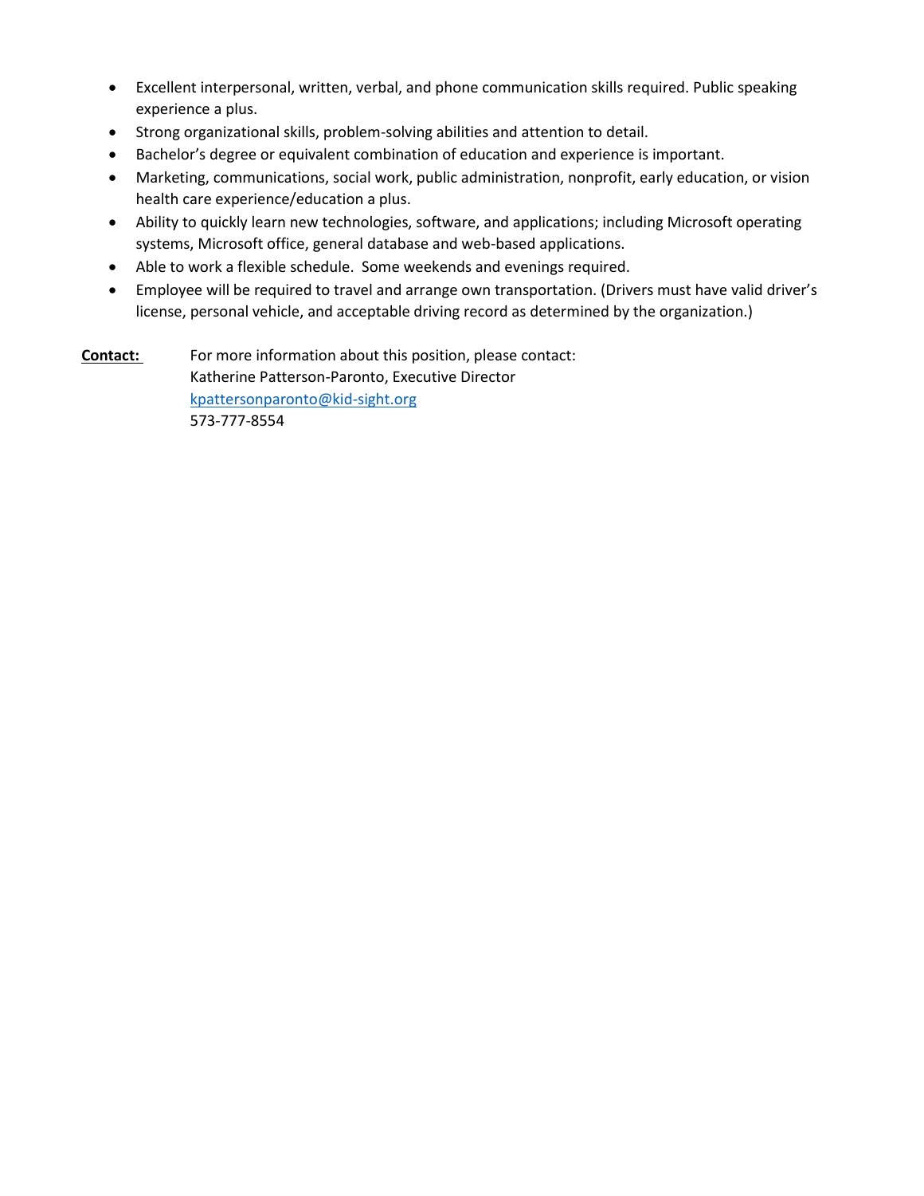- Excellent interpersonal, written, verbal, and phone communication skills required. Public speaking experience a plus.
- Strong organizational skills, problem-solving abilities and attention to detail.
- Bachelor's degree or equivalent combination of education and experience is important.
- Marketing, communications, social work, public administration, nonprofit, early education, or vision health care experience/education a plus.
- Ability to quickly learn new technologies, software, and applications; including Microsoft operating systems, Microsoft office, general database and web-based applications.
- Able to work a flexible schedule. Some weekends and evenings required.
- Employee will be required to travel and arrange own transportation. (Drivers must have valid driver's license, personal vehicle, and acceptable driving record as determined by the organization.)

**Contact:** For more information about this position, please contact:
Katherine Patterson-Paronto, Executive Director
kpattersonparonto@kid-sight.org
573-777-8554